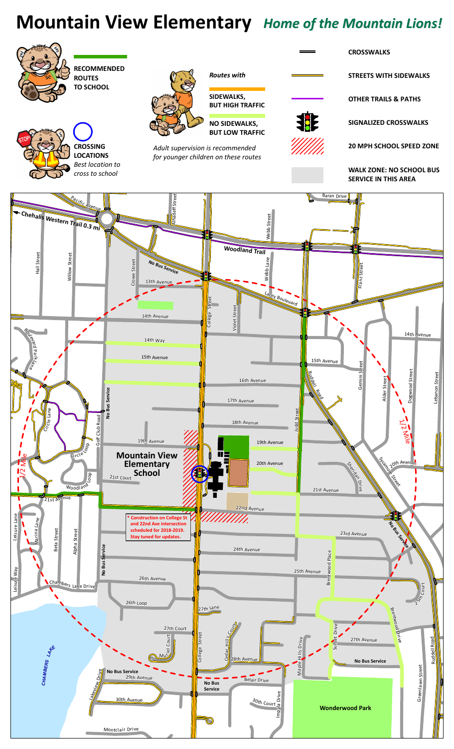# Mountain View Elementary *Home of the Mountain Lions!*

**RECOMMENDED ROUTES TO SCHOOL**

*Routes with*

**SIDEWALKS, BUT HIGH TRAFFIC**

**NO SIDEWALKS, BUT LOW TRAFFIC**

*Adult supervision is recommended for younger children on these routes*

**CROSSING LOCATIONS**
*Best location to cross to school*

**CROSSWALKS**

**STREETS WITH SIDEWALKS**

**OTHER TRAILS & PATHS**

**SIGNALIZED CROSSWALKS**

**20 MPH SCHOOL SPEED ZONE**

**WALK ZONE: NO SCHOOL BUS SERVICE IN THIS AREA**

**Mountain View Elementary School**

**\* Construction on College St and 22nd Ave intersection scheduled for 2018-2019. Stay tuned for updates.**

**Chehalis Western Trail 0.3 mi**

**Woodland Trail**

**Wonderwood Park**

**No Bus Service**

1/2 Mile

Pacific Avenue, Baran Drive, Ahadeff Street, Webb Street, Webb Lane, Franz Street, Hall Street, Willow Street, Crowe Street, 13th Avenue, Lacey Boulevard, College Street, Violet Street, 14th Avenue, 14th Way, 15th Avenue, 16th Avenue, 17th Avenue, 18th Avenue, 19th Avenue, 20th Avenue, 21st Court, 21st Avenue, 22nd Avenue, 23rd Avenue, 24th Avenue, 25th Avenue, 26th Avenue, 26th Loop, 27th Lane, 27th Court, 27th Avenue, 28th Avenue, 29th Avenue, 30th Avenue, 30th Court, 25th Court, Boulevard Park Lane, Circle Lane, Circle Loop, Golf Club Road, Woodland Loop, Leisure Lane, Marina Lane, Beta Street, Alpha Street, Leisure Way, Chambers Lake Drive, Lakeview Drive, Montclair Drive, Muirfield Court, Cedar Hills Court, Belair Drive, Impala Drive, Maple Hills Drive, Sunset Drive, Brentwood Place, Brentwood Drive, Judd Street, Ruddell Road, Gemini Street, Alder Street, Dogwood Street, Lebanon Street, Sheridan Drive, Sycamore Street, Greenlawn Street, Chambers Lake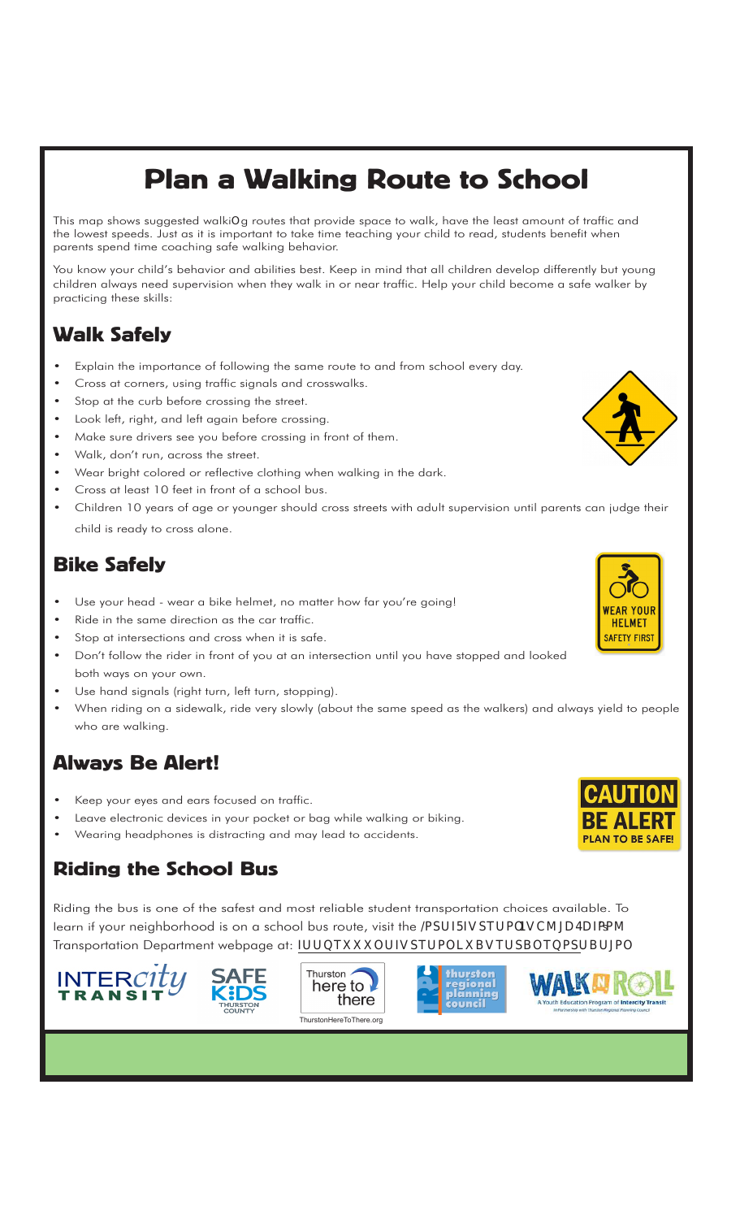# Plan a Walking Route to School

This map shows suggested walkiOg routes that provide space to walk, have the least amount of traffic and the lowest speeds. Just as it is important to take time teaching your child to read, students benefit when parents spend time coaching safe walking behavior.

You know your child's behavior and abilities best. Keep in mind that all children develop differently but young children always need supervision when they walk in or near traffic. Help your child become a safe walker by practicing these skills:

## Walk Safely

- Explain the importance of following the same route to and from school every day.
- Cross at corners, using traffic signals and crosswalks.
- Stop at the curb before crossing the street.
- Look left, right, and left again before crossing.
- Make sure drivers see you before crossing in front of them.
- Walk, don't run, across the street.
- Wear bright colored or reflective clothing when walking in the dark.
- Cross at least 10 feet in front of a school bus.
- Children 10 years of age or younger should cross streets with adult supervision until parents can judge their child is ready to cross alone.

## Bike Safely

WEAR YOUR HELMET
SAFETY FIRST

- Use your head - wear a bike helmet, no matter how far you're going!
- Ride in the same direction as the car traffic.
- Stop at intersections and cross when it is safe.
- Don't follow the rider in front of you at an intersection until you have stopped and looked both ways on your own.
- Use hand signals (right turn, left turn, stopping).
- When riding on a sidewalk, ride very slowly (about the same speed as the walkers) and always yield to people who are walking.

## Always Be Alert!

CAUTION
BE ALERT
PLAN TO BE SAFE!

- Keep your eyes and ears focused on traffic.
- Leave electronic devices in your pocket or bag while walking or biking.
- Wearing headphones is distracting and may lead to accidents.

## Riding the School Bus

Riding the bus is one of the safest and most reliable student transportation choices available. To learn if your neighborhood is on a school bus route, visit the /PSUI5IVSTUPO1VCMJD4DIPPM Transportation Department webpage at: IUUQTXXXOUIVSTUPOLXBVTUSBOTQPSUBUJPO

INTERcity TRANSIT | SAFE KIDS THURSTON COUNTY | Thurston here to there ThurstonHereToThere.org | thurston regional planning council | WALK N ROLL A Youth Education Program of Intercity Transit, In Partnership with Thurston Regional Planning Council